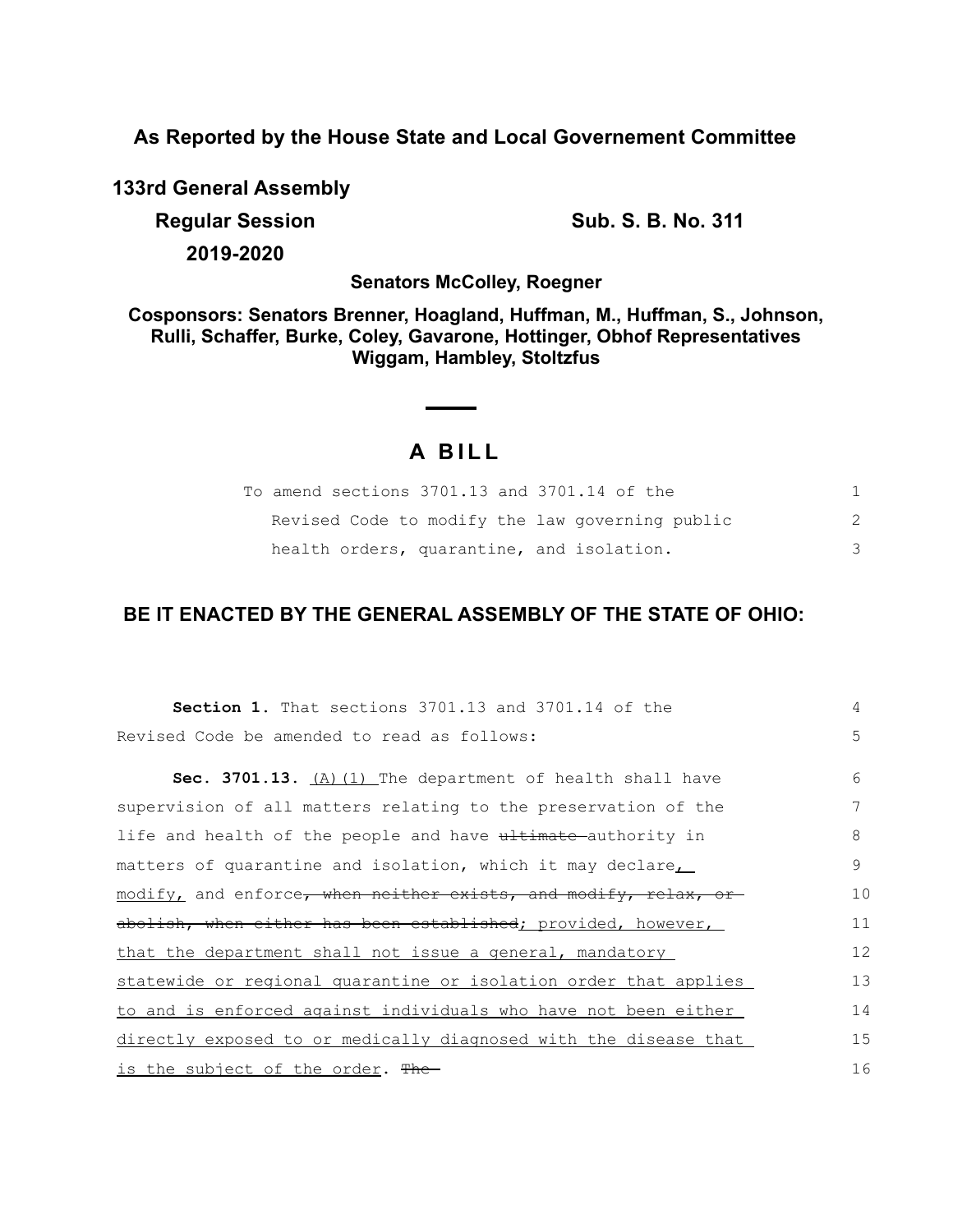## As Reported by the House State and Local Governement Committee

**133rd General Assembly**

**Regular Session** **Sub. S. B. No. 311**

**2019-2020**

**Senators McColley, Roegner**

**Cosponsors: Senators Brenner, Hoagland, Huffman, M., Huffman, S., Johnson, Rulli, Schaffer, Burke, Coley, Gavarone, Hottinger, Obhof Representatives Wiggam, Hambley, Stoltzfus**

# A BILL

To amend sections 3701.13 and 3701.14 of the Revised Code to modify the law governing public health orders, quarantine, and isolation.

## BE IT ENACTED BY THE GENERAL ASSEMBLY OF THE STATE OF OHIO:

**Section 1.** That sections 3701.13 and 3701.14 of the Revised Code be amended to read as follows:

**Sec. 3701.13.** <u>(A)(1)</u> The department of health shall have supervision of all matters relating to the preservation of the life and health of the people and have ~~ultimate~~ authority in matters of quarantine and isolation, which it may declare<u>, modify,</u> and enforce~~, when neither exists, and modify, relax, or abolish, when either has been established~~<u>; provided, however, that the department shall not issue a general, mandatory statewide or regional quarantine or isolation order that applies to and is enforced against individuals who have not been either directly exposed to or medically diagnosed with the disease that is the subject of the order</u>. ~~The~~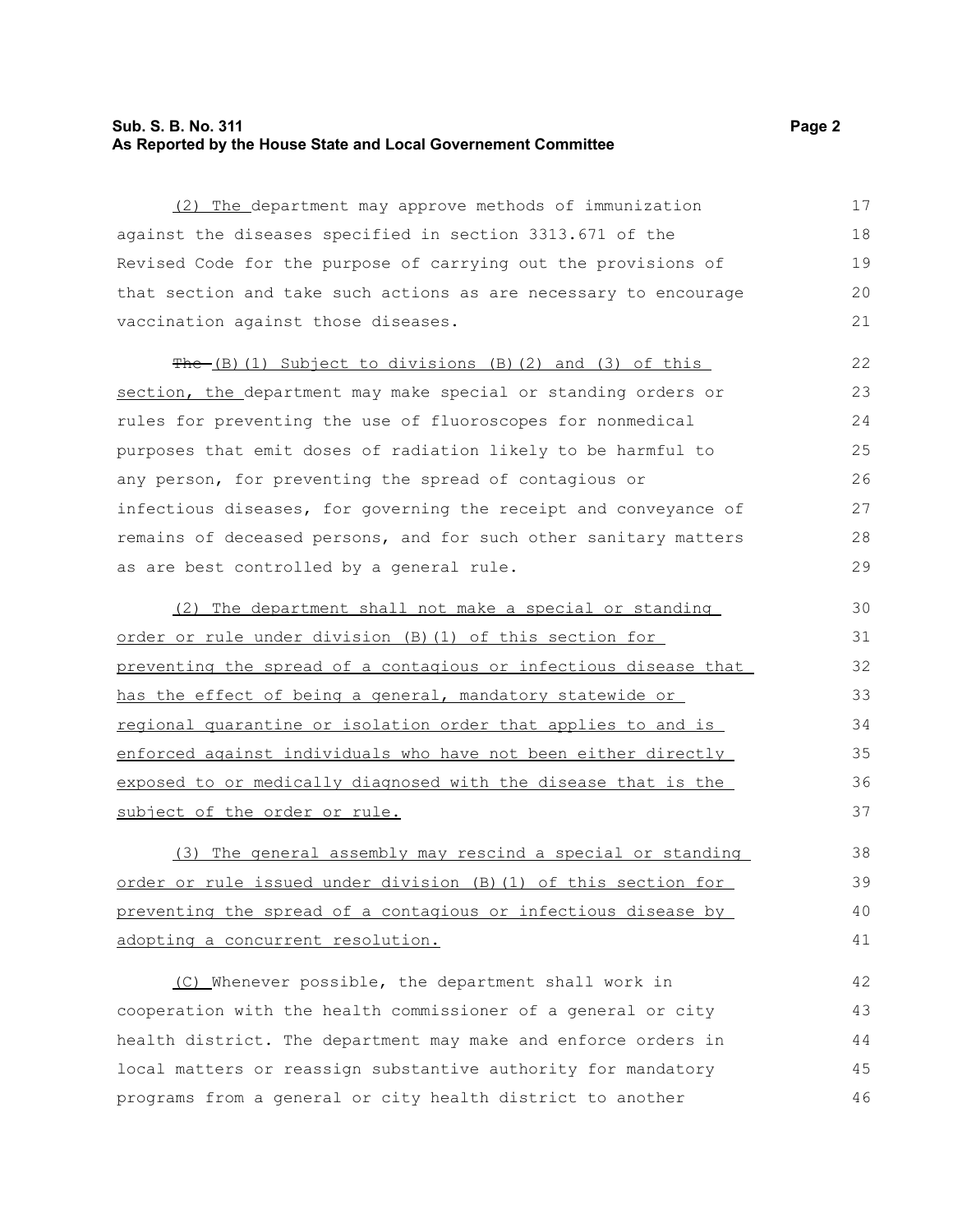(2) The department may approve methods of immunization against the diseases specified in section 3313.671 of the Revised Code for the purpose of carrying out the provisions of that section and take such actions as are necessary to encourage vaccination against those diseases.

~~The~~ (B)(1) Subject to divisions (B)(2) and (3) of this section, the department may make special or standing orders or rules for preventing the use of fluoroscopes for nonmedical purposes that emit doses of radiation likely to be harmful to any person, for preventing the spread of contagious or infectious diseases, for governing the receipt and conveyance of remains of deceased persons, and for such other sanitary matters as are best controlled by a general rule.

(2) The department shall not make a special or standing order or rule under division (B)(1) of this section for preventing the spread of a contagious or infectious disease that has the effect of being a general, mandatory statewide or regional quarantine or isolation order that applies to and is enforced against individuals who have not been either directly exposed to or medically diagnosed with the disease that is the subject of the order or rule.

(3) The general assembly may rescind a special or standing order or rule issued under division (B)(1) of this section for preventing the spread of a contagious or infectious disease by adopting a concurrent resolution.

(C) Whenever possible, the department shall work in cooperation with the health commissioner of a general or city health district. The department may make and enforce orders in local matters or reassign substantive authority for mandatory programs from a general or city health district to another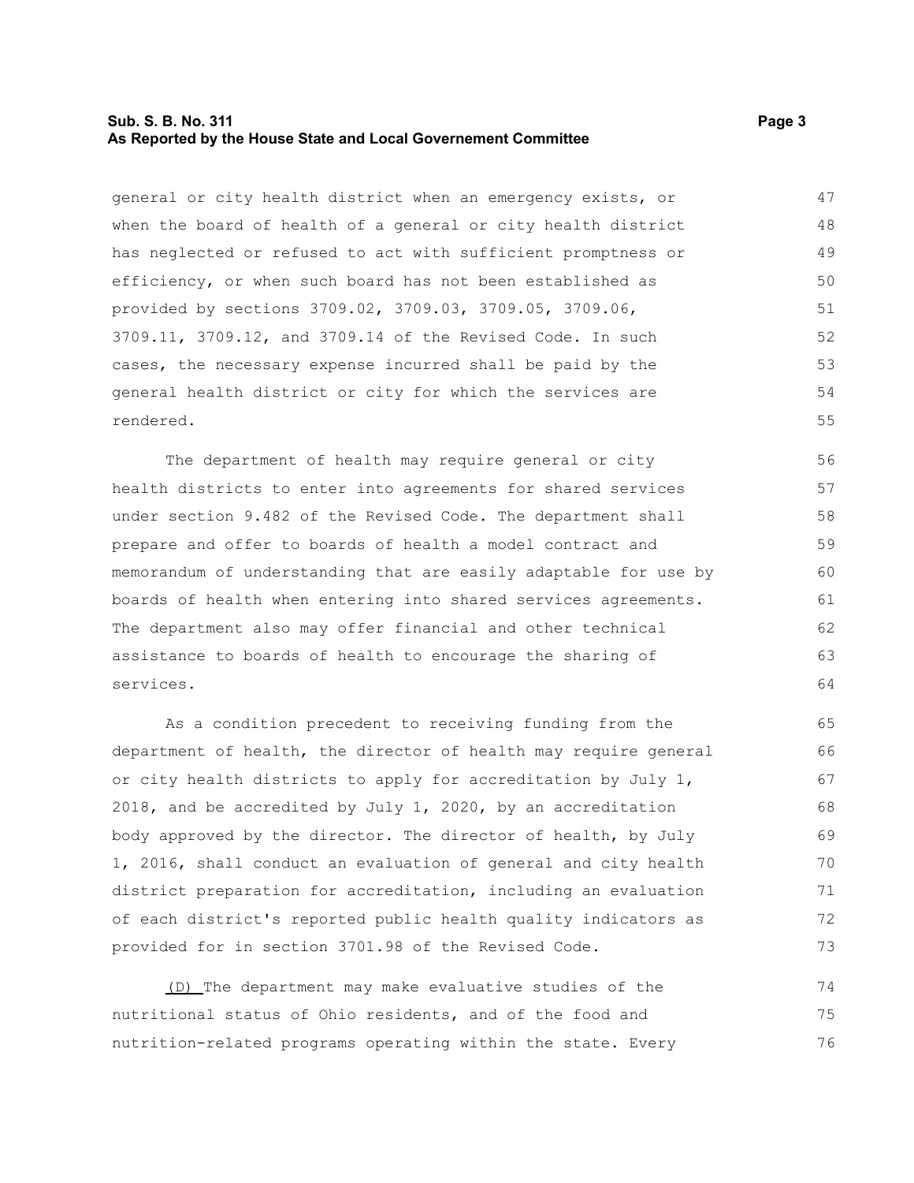general or city health district when an emergency exists, or when the board of health of a general or city health district has neglected or refused to act with sufficient promptness or efficiency, or when such board has not been established as provided by sections 3709.02, 3709.03, 3709.05, 3709.06, 3709.11, 3709.12, and 3709.14 of the Revised Code. In such cases, the necessary expense incurred shall be paid by the general health district or city for which the services are rendered.

The department of health may require general or city health districts to enter into agreements for shared services under section 9.482 of the Revised Code. The department shall prepare and offer to boards of health a model contract and memorandum of understanding that are easily adaptable for use by boards of health when entering into shared services agreements. The department also may offer financial and other technical assistance to boards of health to encourage the sharing of services.

As a condition precedent to receiving funding from the department of health, the director of health may require general or city health districts to apply for accreditation by July 1, 2018, and be accredited by July 1, 2020, by an accreditation body approved by the director. The director of health, by July 1, 2016, shall conduct an evaluation of general and city health district preparation for accreditation, including an evaluation of each district's reported public health quality indicators as provided for in section 3701.98 of the Revised Code.

(D) The department may make evaluative studies of the nutritional status of Ohio residents, and of the food and nutrition-related programs operating within the state. Every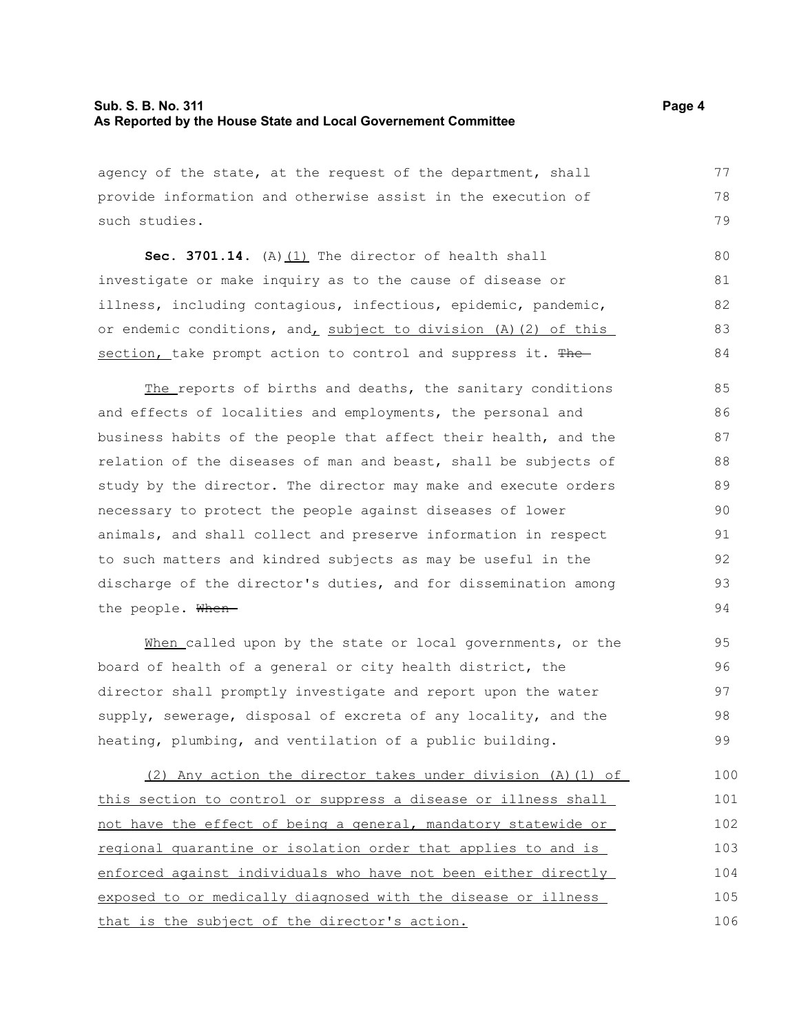agency of the state, at the request of the department, shall provide information and otherwise assist in the execution of such studies.

**Sec. 3701.14.** (A)<u>(1)</u> The director of health shall investigate or make inquiry as to the cause of disease or illness, including contagious, infectious, epidemic, pandemic, or endemic conditions, and<u>, subject to division (A)(2) of this section,</u> take prompt action to control and suppress it. ~~The~~

<u>The</u> reports of births and deaths, the sanitary conditions and effects of localities and employments, the personal and business habits of the people that affect their health, and the relation of the diseases of man and beast, shall be subjects of study by the director. The director may make and execute orders necessary to protect the people against diseases of lower animals, and shall collect and preserve information in respect to such matters and kindred subjects as may be useful in the discharge of the director's duties, and for dissemination among the people. ~~When~~

<u>When</u> called upon by the state or local governments, or the board of health of a general or city health district, the director shall promptly investigate and report upon the water supply, sewerage, disposal of excreta of any locality, and the heating, plumbing, and ventilation of a public building.

<u>(2) Any action the director takes under division (A)(1) of this section to control or suppress a disease or illness shall not have the effect of being a general, mandatory statewide or regional quarantine or isolation order that applies to and is enforced against individuals who have not been either directly exposed to or medically diagnosed with the disease or illness that is the subject of the director's action.</u>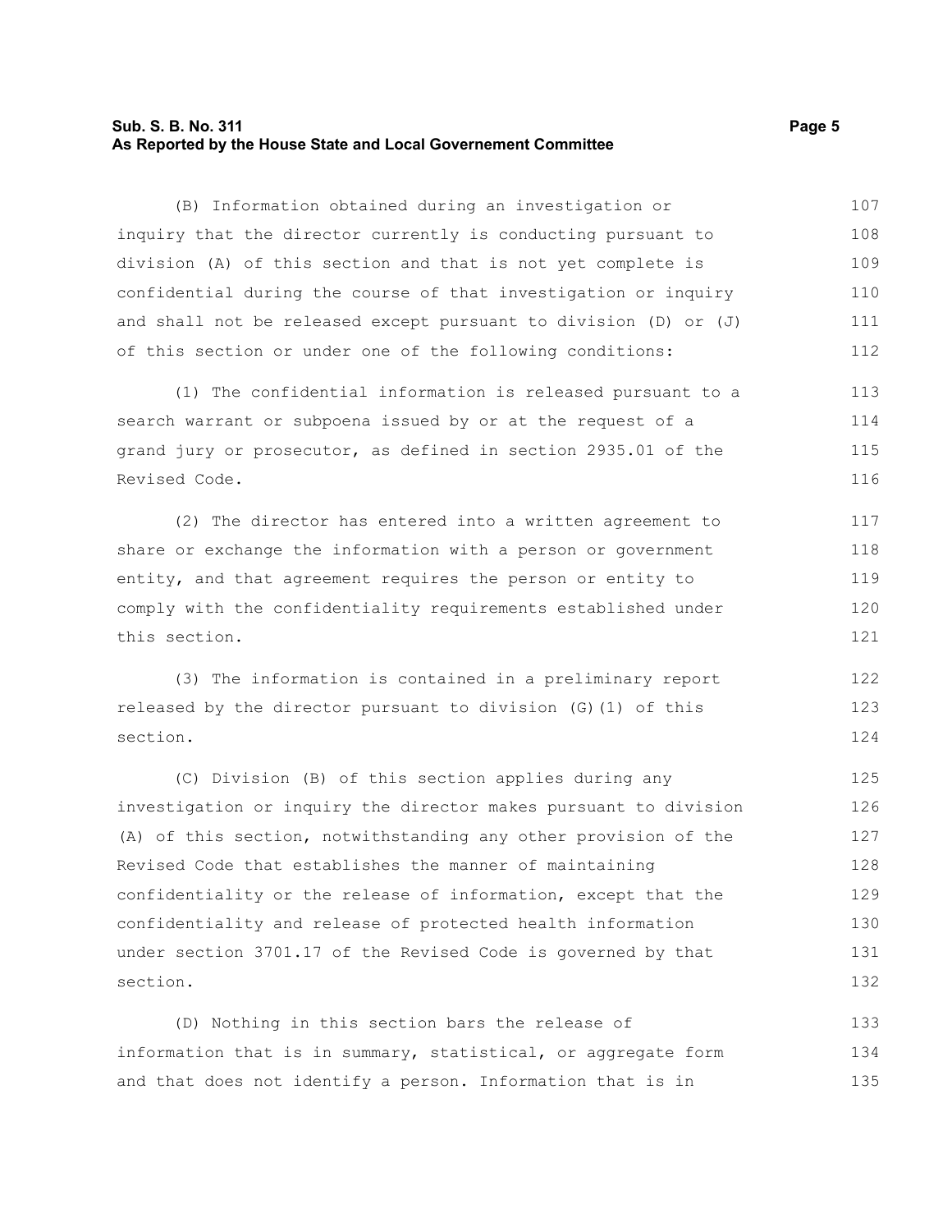(B) Information obtained during an investigation or inquiry that the director currently is conducting pursuant to division (A) of this section and that is not yet complete is confidential during the course of that investigation or inquiry and shall not be released except pursuant to division (D) or (J) of this section or under one of the following conditions:

(1) The confidential information is released pursuant to a search warrant or subpoena issued by or at the request of a grand jury or prosecutor, as defined in section 2935.01 of the Revised Code.

(2) The director has entered into a written agreement to share or exchange the information with a person or government entity, and that agreement requires the person or entity to comply with the confidentiality requirements established under this section.

(3) The information is contained in a preliminary report released by the director pursuant to division (G)(1) of this section.

(C) Division (B) of this section applies during any investigation or inquiry the director makes pursuant to division (A) of this section, notwithstanding any other provision of the Revised Code that establishes the manner of maintaining confidentiality or the release of information, except that the confidentiality and release of protected health information under section 3701.17 of the Revised Code is governed by that section.

(D) Nothing in this section bars the release of information that is in summary, statistical, or aggregate form and that does not identify a person. Information that is in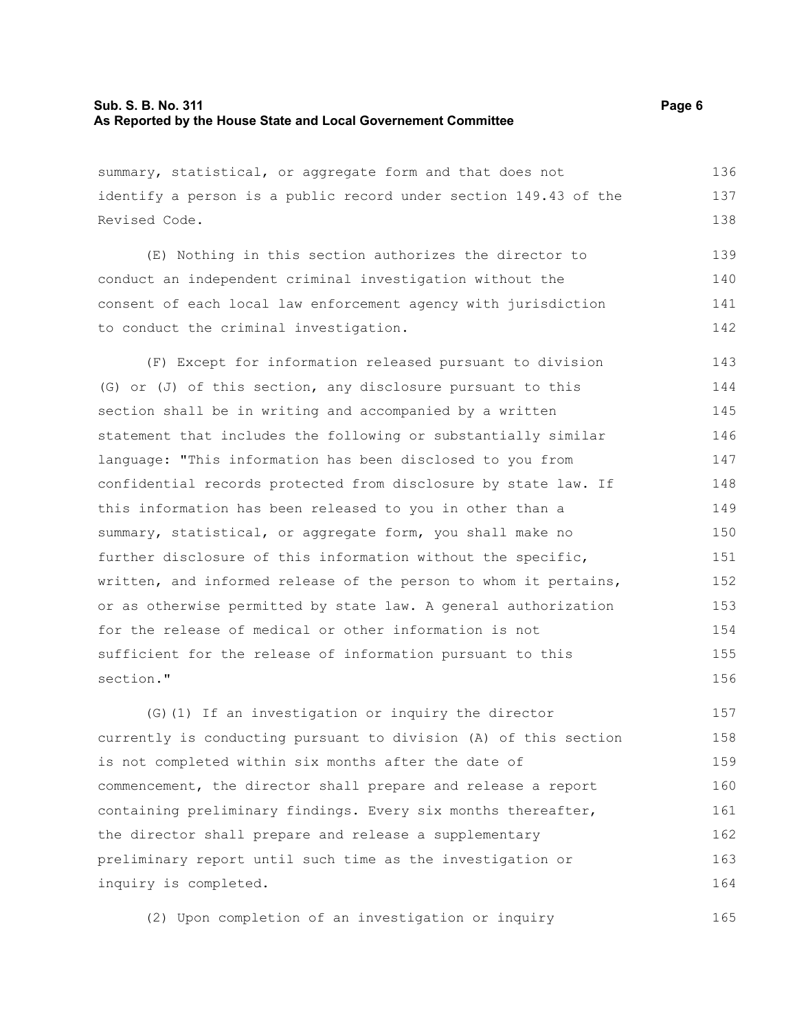summary, statistical, or aggregate form and that does not identify a person is a public record under section 149.43 of the Revised Code.

(E) Nothing in this section authorizes the director to conduct an independent criminal investigation without the consent of each local law enforcement agency with jurisdiction to conduct the criminal investigation.

(F) Except for information released pursuant to division (G) or (J) of this section, any disclosure pursuant to this section shall be in writing and accompanied by a written statement that includes the following or substantially similar language: "This information has been disclosed to you from confidential records protected from disclosure by state law. If this information has been released to you in other than a summary, statistical, or aggregate form, you shall make no further disclosure of this information without the specific, written, and informed release of the person to whom it pertains, or as otherwise permitted by state law. A general authorization for the release of medical or other information is not sufficient for the release of information pursuant to this section."

(G)(1) If an investigation or inquiry the director currently is conducting pursuant to division (A) of this section is not completed within six months after the date of commencement, the director shall prepare and release a report containing preliminary findings. Every six months thereafter, the director shall prepare and release a supplementary preliminary report until such time as the investigation or inquiry is completed.

(2) Upon completion of an investigation or inquiry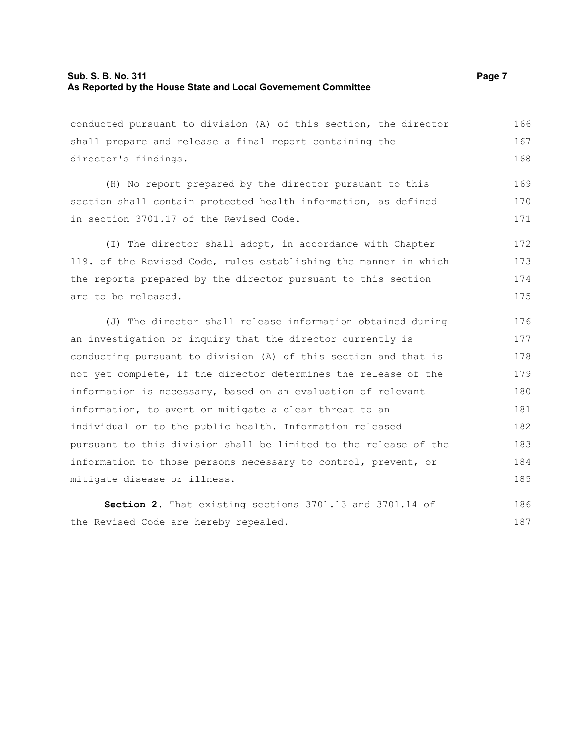conducted pursuant to division (A) of this section, the director shall prepare and release a final report containing the director's findings.

(H) No report prepared by the director pursuant to this section shall contain protected health information, as defined in section 3701.17 of the Revised Code.

(I) The director shall adopt, in accordance with Chapter 119. of the Revised Code, rules establishing the manner in which the reports prepared by the director pursuant to this section are to be released.

(J) The director shall release information obtained during an investigation or inquiry that the director currently is conducting pursuant to division (A) of this section and that is not yet complete, if the director determines the release of the information is necessary, based on an evaluation of relevant information, to avert or mitigate a clear threat to an individual or to the public health. Information released pursuant to this division shall be limited to the release of the information to those persons necessary to control, prevent, or mitigate disease or illness.

**Section 2.** That existing sections 3701.13 and 3701.14 of the Revised Code are hereby repealed.